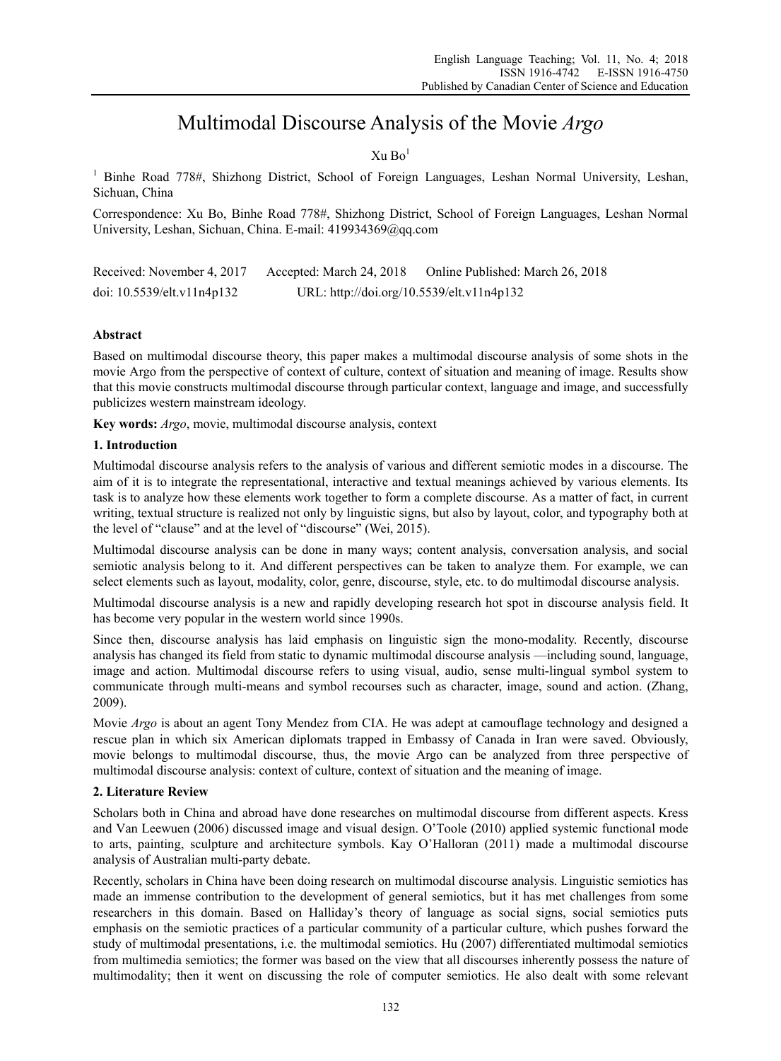# Multimodal Discourse Analysis of the Movie *Argo*

Xu Bo[1]

[1] Binhe Road 778#, Shizhong District, School of Foreign Languages, Leshan Normal University, Leshan, Sichuan, China

Correspondence: Xu Bo, Binhe Road 778#, Shizhong District, School of Foreign Languages, Leshan Normal University, Leshan, Sichuan, China. E-mail: 419934369@qq.com

Received: November 4, 2017 Accepted: March 24, 2018 Online Published: March 26, 2018

doi: 10.5539/elt.v11n4p132 URL: http://doi.org/10.5539/elt.v11n4p132

## Abstract

Based on multimodal discourse theory, this paper makes a multimodal discourse analysis of some shots in the movie Argo from the perspective of context of culture, context of situation and meaning of image. Results show that this movie constructs multimodal discourse through particular context, language and image, and successfully publicizes western mainstream ideology.

**Key words:** *Argo*, movie, multimodal discourse analysis, context

## 1. Introduction

Multimodal discourse analysis refers to the analysis of various and different semiotic modes in a discourse. The aim of it is to integrate the representational, interactive and textual meanings achieved by various elements. Its task is to analyze how these elements work together to form a complete discourse. As a matter of fact, in current writing, textual structure is realized not only by linguistic signs, but also by layout, color, and typography both at the level of "clause" and at the level of "discourse" (Wei, 2015).

Multimodal discourse analysis can be done in many ways; content analysis, conversation analysis, and social semiotic analysis belong to it. And different perspectives can be taken to analyze them. For example, we can select elements such as layout, modality, color, genre, discourse, style, etc. to do multimodal discourse analysis.

Multimodal discourse analysis is a new and rapidly developing research hot spot in discourse analysis field. It has become very popular in the western world since 1990s.

Since then, discourse analysis has laid emphasis on linguistic sign the mono-modality. Recently, discourse analysis has changed its field from static to dynamic multimodal discourse analysis —including sound, language, image and action. Multimodal discourse refers to using visual, audio, sense multi-lingual symbol system to communicate through multi-means and symbol recourses such as character, image, sound and action. (Zhang, 2009).

Movie *Argo* is about an agent Tony Mendez from CIA. He was adept at camouflage technology and designed a rescue plan in which six American diplomats trapped in Embassy of Canada in Iran were saved. Obviously, movie belongs to multimodal discourse, thus, the movie Argo can be analyzed from three perspective of multimodal discourse analysis: context of culture, context of situation and the meaning of image.

## 2. Literature Review

Scholars both in China and abroad have done researches on multimodal discourse from different aspects. Kress and Van Leewuen (2006) discussed image and visual design. O'Toole (2010) applied systemic functional mode to arts, painting, sculpture and architecture symbols. Kay O'Halloran (2011) made a multimodal discourse analysis of Australian multi-party debate.

Recently, scholars in China have been doing research on multimodal discourse analysis. Linguistic semiotics has made an immense contribution to the development of general semiotics, but it has met challenges from some researchers in this domain. Based on Halliday's theory of language as social signs, social semiotics puts emphasis on the semiotic practices of a particular community of a particular culture, which pushes forward the study of multimodal presentations, i.e. the multimodal semiotics. Hu (2007) differentiated multimodal semiotics from multimedia semiotics; the former was based on the view that all discourses inherently possess the nature of multimodality; then it went on discussing the role of computer semiotics. He also dealt with some relevant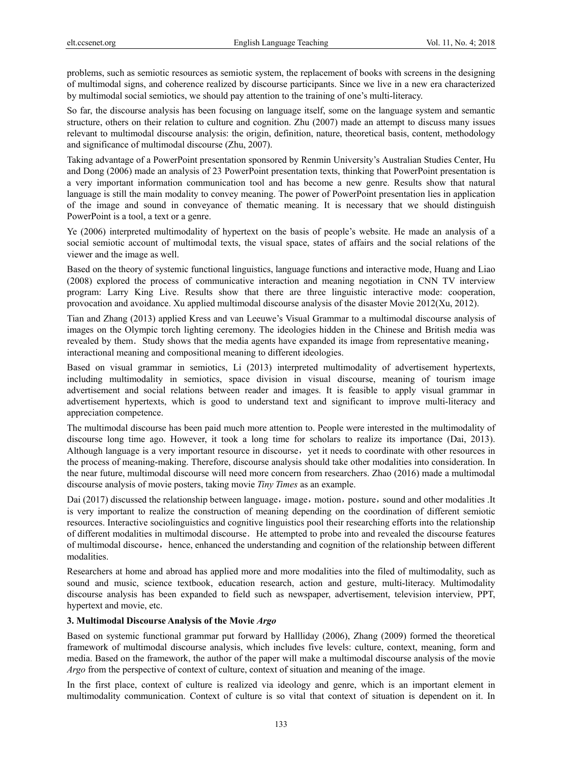problems, such as semiotic resources as semiotic system, the replacement of books with screens in the designing of multimodal signs, and coherence realized by discourse participants. Since we live in a new era characterized by multimodal social semiotics, we should pay attention to the training of one's multi-literacy.

So far, the discourse analysis has been focusing on language itself, some on the language system and semantic structure, others on their relation to culture and cognition. Zhu (2007) made an attempt to discuss many issues relevant to multimodal discourse analysis: the origin, definition, nature, theoretical basis, content, methodology and significance of multimodal discourse (Zhu, 2007).

Taking advantage of a PowerPoint presentation sponsored by Renmin University's Australian Studies Center, Hu and Dong (2006) made an analysis of 23 PowerPoint presentation texts, thinking that PowerPoint presentation is a very important information communication tool and has become a new genre. Results show that natural language is still the main modality to convey meaning. The power of PowerPoint presentation lies in application of the image and sound in conveyance of thematic meaning. It is necessary that we should distinguish PowerPoint is a tool, a text or a genre.

Ye (2006) interpreted multimodality of hypertext on the basis of people's website. He made an analysis of a social semiotic account of multimodal texts, the visual space, states of affairs and the social relations of the viewer and the image as well.

Based on the theory of systemic functional linguistics, language functions and interactive mode, Huang and Liao (2008) explored the process of communicative interaction and meaning negotiation in CNN TV interview program: Larry King Live. Results show that there are three linguistic interactive mode: cooperation, provocation and avoidance. Xu applied multimodal discourse analysis of the disaster Movie 2012(Xu, 2012).

Tian and Zhang (2013) applied Kress and van Leeuwe's Visual Grammar to a multimodal discourse analysis of images on the Olympic torch lighting ceremony. The ideologies hidden in the Chinese and British media was revealed by them. Study shows that the media agents have expanded its image from representative meaning, interactional meaning and compositional meaning to different ideologies.

Based on visual grammar in semiotics, Li (2013) interpreted multimodality of advertisement hypertexts, including multimodality in semiotics, space division in visual discourse, meaning of tourism image advertisement and social relations between reader and images. It is feasible to apply visual grammar in advertisement hypertexts, which is good to understand text and significant to improve multi-literacy and appreciation competence.

The multimodal discourse has been paid much more attention to. People were interested in the multimodality of discourse long time ago. However, it took a long time for scholars to realize its importance (Dai, 2013). Although language is a very important resource in discourse, yet it needs to coordinate with other resources in the process of meaning-making. Therefore, discourse analysis should take other modalities into consideration. In the near future, multimodal discourse will need more concern from researchers. Zhao (2016) made a multimodal discourse analysis of movie posters, taking movie *Tiny Times* as an example.

Dai (2017) discussed the relationship between language, image, motion, posture, sound and other modalities .It is very important to realize the construction of meaning depending on the coordination of different semiotic resources. Interactive sociolinguistics and cognitive linguistics pool their researching efforts into the relationship of different modalities in multimodal discourse. He attempted to probe into and revealed the discourse features of multimodal discourse, hence, enhanced the understanding and cognition of the relationship between different modalities.

Researchers at home and abroad has applied more and more modalities into the filed of multimodality, such as sound and music, science textbook, education research, action and gesture, multi-literacy. Multimodality discourse analysis has been expanded to field such as newspaper, advertisement, television interview, PPT, hypertext and movie, etc.

### 3. Multimodal Discourse Analysis of the Movie *Argo*

Based on systemic functional grammar put forward by Hallliday (2006), Zhang (2009) formed the theoretical framework of multimodal discourse analysis, which includes five levels: culture, context, meaning, form and media. Based on the framework, the author of the paper will make a multimodal discourse analysis of the movie *Argo* from the perspective of context of culture, context of situation and meaning of the image.

In the first place, context of culture is realized via ideology and genre, which is an important element in multimodality communication. Context of culture is so vital that context of situation is dependent on it. In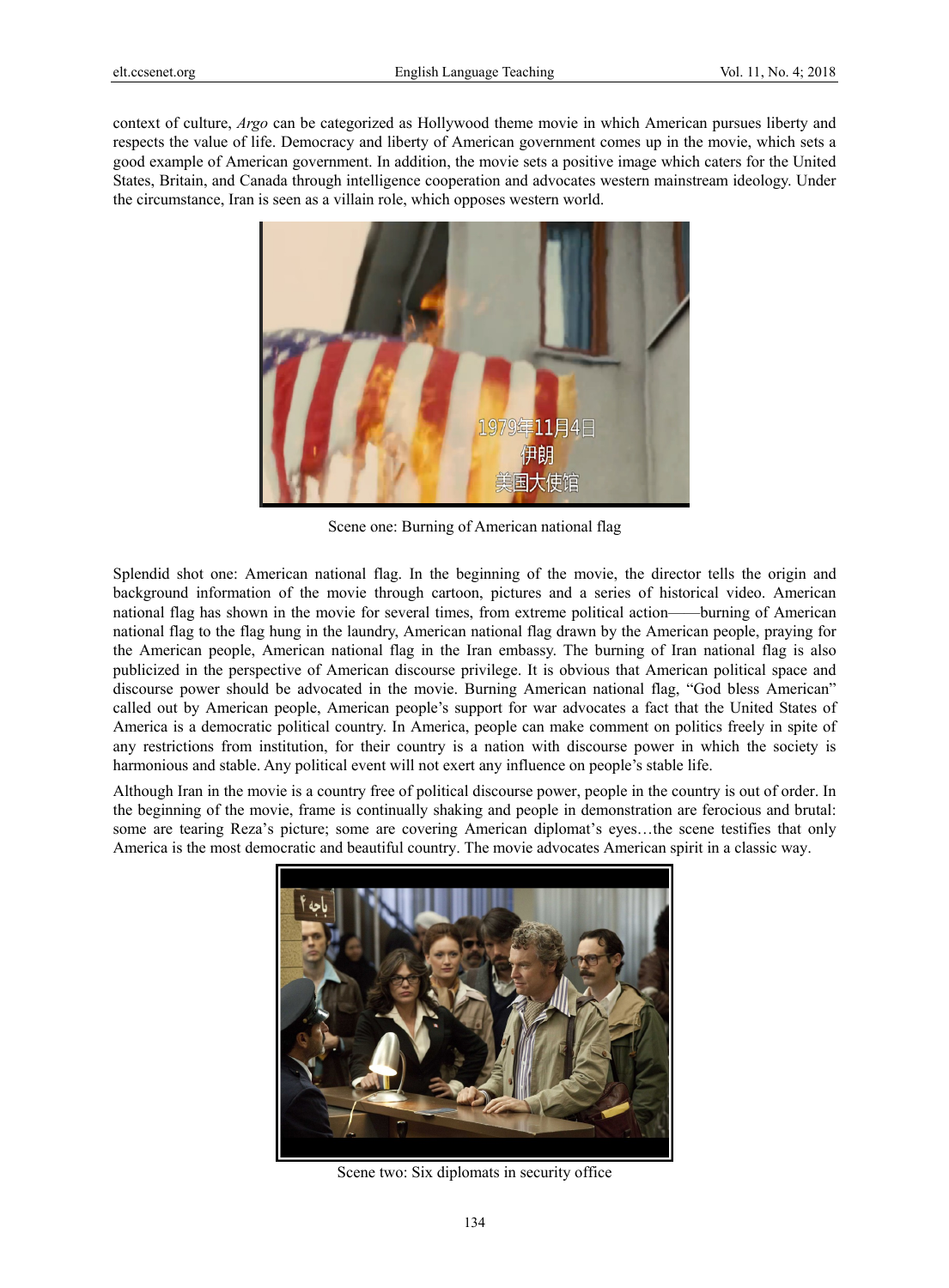context of culture, *Argo* can be categorized as Hollywood theme movie in which American pursues liberty and respects the value of life. Democracy and liberty of American government comes up in the movie, which sets a good example of American government. In addition, the movie sets a positive image which caters for the United States, Britain, and Canada through intelligence cooperation and advocates western mainstream ideology. Under the circumstance, Iran is seen as a villain role, which opposes western world.

Scene one: Burning of American national flag

Splendid shot one: American national flag. In the beginning of the movie, the director tells the origin and background information of the movie through cartoon, pictures and a series of historical video. American national flag has shown in the movie for several times, from extreme political action——burning of American national flag to the flag hung in the laundry, American national flag drawn by the American people, praying for the American people, American national flag in the Iran embassy. The burning of Iran national flag is also publicized in the perspective of American discourse privilege. It is obvious that American political space and discourse power should be advocated in the movie. Burning American national flag, "God bless American" called out by American people, American people's support for war advocates a fact that the United States of America is a democratic political country. In America, people can make comment on politics freely in spite of any restrictions from institution, for their country is a nation with discourse power in which the society is harmonious and stable. Any political event will not exert any influence on people's stable life.

Although Iran in the movie is a country free of political discourse power, people in the country is out of order. In the beginning of the movie, frame is continually shaking and people in demonstration are ferocious and brutal: some are tearing Reza's picture; some are covering American diplomat's eyes…the scene testifies that only America is the most democratic and beautiful country. The movie advocates American spirit in a classic way.

Scene two: Six diplomats in security office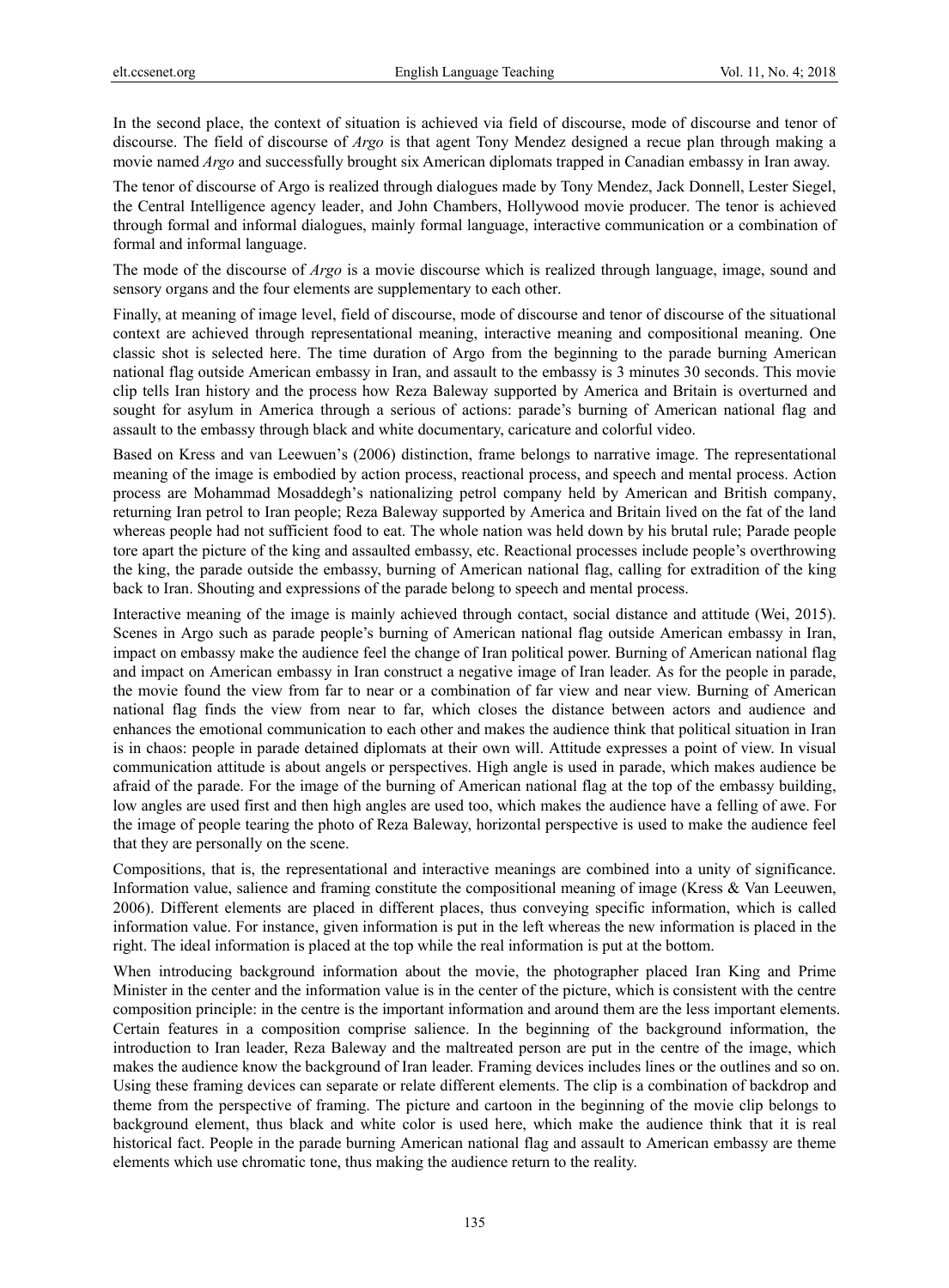In the second place, the context of situation is achieved via field of discourse, mode of discourse and tenor of discourse. The field of discourse of *Argo* is that agent Tony Mendez designed a recue plan through making a movie named *Argo* and successfully brought six American diplomats trapped in Canadian embassy in Iran away.

The tenor of discourse of Argo is realized through dialogues made by Tony Mendez, Jack Donnell, Lester Siegel, the Central Intelligence agency leader, and John Chambers, Hollywood movie producer. The tenor is achieved through formal and informal dialogues, mainly formal language, interactive communication or a combination of formal and informal language.

The mode of the discourse of *Argo* is a movie discourse which is realized through language, image, sound and sensory organs and the four elements are supplementary to each other.

Finally, at meaning of image level, field of discourse, mode of discourse and tenor of discourse of the situational context are achieved through representational meaning, interactive meaning and compositional meaning. One classic shot is selected here. The time duration of Argo from the beginning to the parade burning American national flag outside American embassy in Iran, and assault to the embassy is 3 minutes 30 seconds. This movie clip tells Iran history and the process how Reza Baleway supported by America and Britain is overturned and sought for asylum in America through a serious of actions: parade's burning of American national flag and assault to the embassy through black and white documentary, caricature and colorful video.

Based on Kress and van Leewuen's (2006) distinction, frame belongs to narrative image. The representational meaning of the image is embodied by action process, reactional process, and speech and mental process. Action process are Mohammad Mosaddegh's nationalizing petrol company held by American and British company, returning Iran petrol to Iran people; Reza Baleway supported by America and Britain lived on the fat of the land whereas people had not sufficient food to eat. The whole nation was held down by his brutal rule; Parade people tore apart the picture of the king and assaulted embassy, etc. Reactional processes include people's overthrowing the king, the parade outside the embassy, burning of American national flag, calling for extradition of the king back to Iran. Shouting and expressions of the parade belong to speech and mental process.

Interactive meaning of the image is mainly achieved through contact, social distance and attitude (Wei, 2015). Scenes in Argo such as parade people's burning of American national flag outside American embassy in Iran, impact on embassy make the audience feel the change of Iran political power. Burning of American national flag and impact on American embassy in Iran construct a negative image of Iran leader. As for the people in parade, the movie found the view from far to near or a combination of far view and near view. Burning of American national flag finds the view from near to far, which closes the distance between actors and audience and enhances the emotional communication to each other and makes the audience think that political situation in Iran is in chaos: people in parade detained diplomats at their own will. Attitude expresses a point of view. In visual communication attitude is about angels or perspectives. High angle is used in parade, which makes audience be afraid of the parade. For the image of the burning of American national flag at the top of the embassy building, low angles are used first and then high angles are used too, which makes the audience have a felling of awe. For the image of people tearing the photo of Reza Baleway, horizontal perspective is used to make the audience feel that they are personally on the scene.

Compositions, that is, the representational and interactive meanings are combined into a unity of significance. Information value, salience and framing constitute the compositional meaning of image (Kress & Van Leeuwen, 2006). Different elements are placed in different places, thus conveying specific information, which is called information value. For instance, given information is put in the left whereas the new information is placed in the right. The ideal information is placed at the top while the real information is put at the bottom.

When introducing background information about the movie, the photographer placed Iran King and Prime Minister in the center and the information value is in the center of the picture, which is consistent with the centre composition principle: in the centre is the important information and around them are the less important elements. Certain features in a composition comprise salience. In the beginning of the background information, the introduction to Iran leader, Reza Baleway and the maltreated person are put in the centre of the image, which makes the audience know the background of Iran leader. Framing devices includes lines or the outlines and so on. Using these framing devices can separate or relate different elements. The clip is a combination of backdrop and theme from the perspective of framing. The picture and cartoon in the beginning of the movie clip belongs to background element, thus black and white color is used here, which make the audience think that it is real historical fact. People in the parade burning American national flag and assault to American embassy are theme elements which use chromatic tone, thus making the audience return to the reality.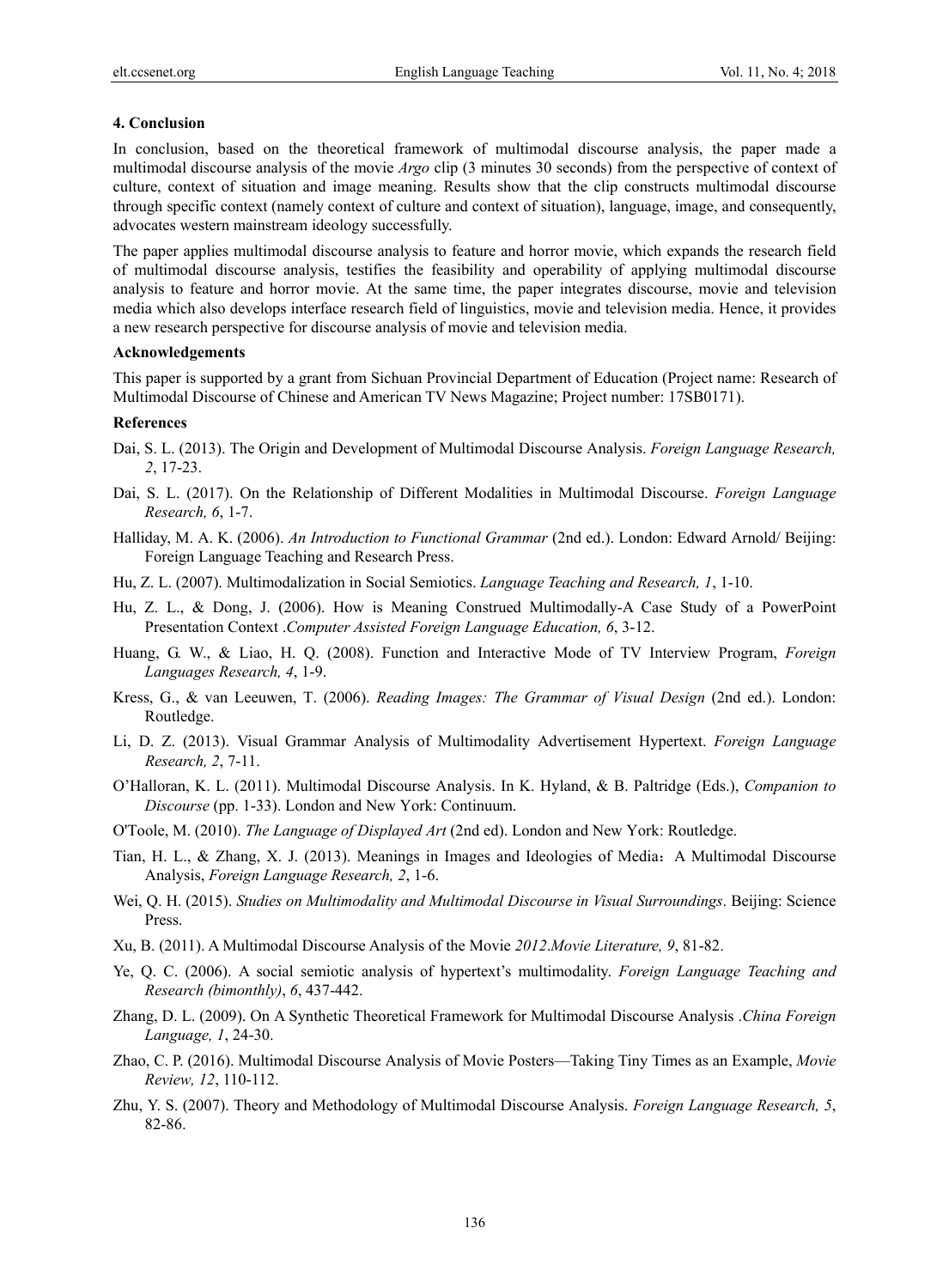## 4. Conclusion

In conclusion, based on the theoretical framework of multimodal discourse analysis, the paper made a multimodal discourse analysis of the movie *Argo* clip (3 minutes 30 seconds) from the perspective of context of culture, context of situation and image meaning. Results show that the clip constructs multimodal discourse through specific context (namely context of culture and context of situation), language, image, and consequently, advocates western mainstream ideology successfully.

The paper applies multimodal discourse analysis to feature and horror movie, which expands the research field of multimodal discourse analysis, testifies the feasibility and operability of applying multimodal discourse analysis to feature and horror movie. At the same time, the paper integrates discourse, movie and television media which also develops interface research field of linguistics, movie and television media. Hence, it provides a new research perspective for discourse analysis of movie and television media.

## Acknowledgements

This paper is supported by a grant from Sichuan Provincial Department of Education (Project name: Research of Multimodal Discourse of Chinese and American TV News Magazine; Project number: 17SB0171).

## References

Dai, S. L. (2013). The Origin and Development of Multimodal Discourse Analysis. *Foreign Language Research, 2*, 17-23.

Dai, S. L. (2017). On the Relationship of Different Modalities in Multimodal Discourse. *Foreign Language Research, 6*, 1-7.

Halliday, M. A. K. (2006). *An Introduction to Functional Grammar* (2nd ed.). London: Edward Arnold/ Beijing: Foreign Language Teaching and Research Press.

Hu, Z. L. (2007). Multimodalization in Social Semiotics. *Language Teaching and Research, 1*, 1-10.

Hu, Z. L., & Dong, J. (2006). How is Meaning Construed Multimodally-A Case Study of a PowerPoint Presentation Context .*Computer Assisted Foreign Language Education, 6*, 3-12.

Huang, G. W., & Liao, H. Q. (2008). Function and Interactive Mode of TV Interview Program, *Foreign Languages Research, 4*, 1-9.

Kress, G., & van Leeuwen, T. (2006). *Reading Images: The Grammar of Visual Design* (2nd ed.). London: Routledge.

Li, D. Z. (2013). Visual Grammar Analysis of Multimodality Advertisement Hypertext. *Foreign Language Research, 2*, 7-11.

O'Halloran, K. L. (2011). Multimodal Discourse Analysis. In K. Hyland, & B. Paltridge (Eds.), *Companion to Discourse* (pp. 1-33). London and New York: Continuum.

O'Toole, M. (2010). *The Language of Displayed Art* (2nd ed). London and New York: Routledge.

Tian, H. L., & Zhang, X. J. (2013). Meanings in Images and Ideologies of Media：A Multimodal Discourse Analysis, *Foreign Language Research, 2*, 1-6.

Wei, Q. H. (2015). *Studies on Multimodality and Multimodal Discourse in Visual Surroundings*. Beijing: Science Press.

Xu, B. (2011). A Multimodal Discourse Analysis of the Movie *2012*.*Movie Literature, 9*, 81-82.

Ye, Q. C. (2006). A social semiotic analysis of hypertext's multimodality. *Foreign Language Teaching and Research (bimonthly)*, *6*, 437-442.

Zhang, D. L. (2009). On A Synthetic Theoretical Framework for Multimodal Discourse Analysis .*China Foreign Language, 1*, 24-30.

Zhao, C. P. (2016). Multimodal Discourse Analysis of Movie Posters—Taking Tiny Times as an Example, *Movie Review, 12*, 110-112.

Zhu, Y. S. (2007). Theory and Methodology of Multimodal Discourse Analysis. *Foreign Language Research, 5*, 82-86.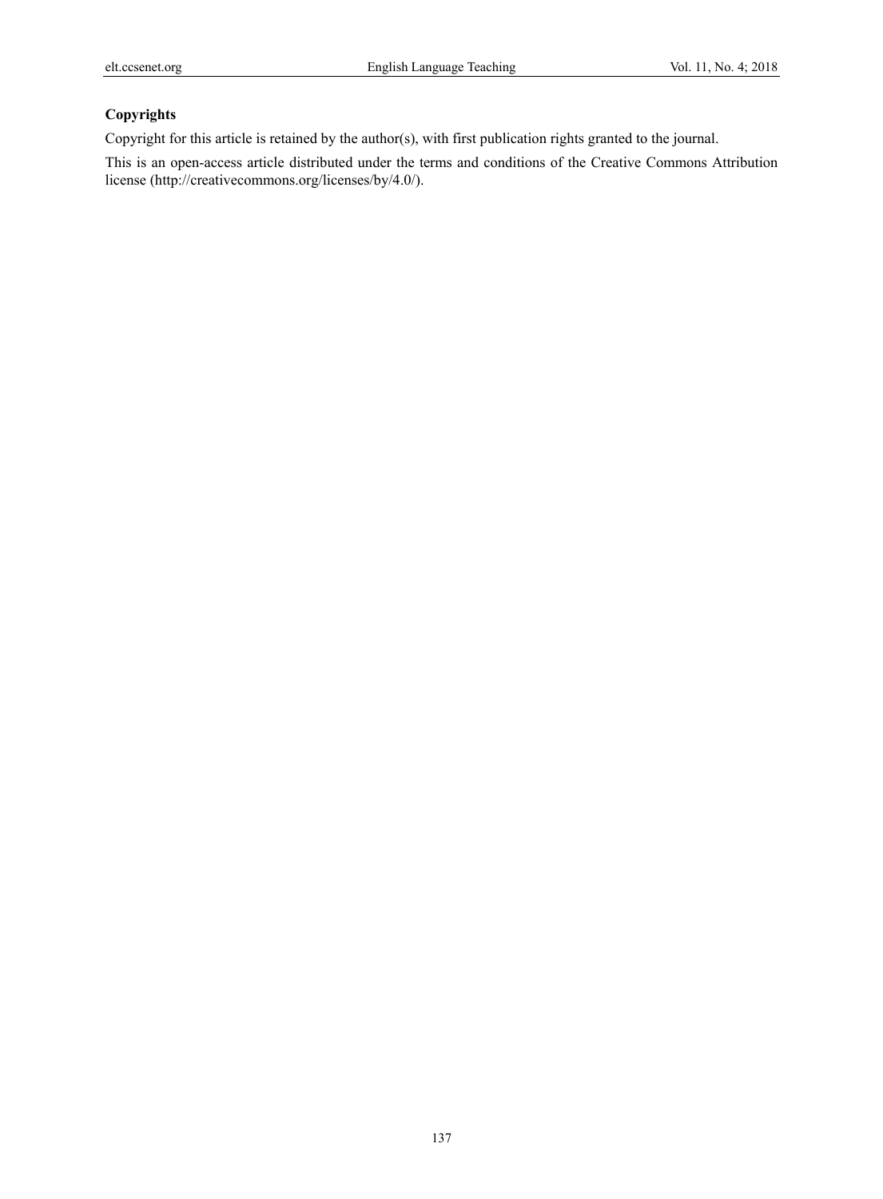**Copyrights**

Copyright for this article is retained by the author(s), with first publication rights granted to the journal.

This is an open-access article distributed under the terms and conditions of the Creative Commons Attribution license (http://creativecommons.org/licenses/by/4.0/).